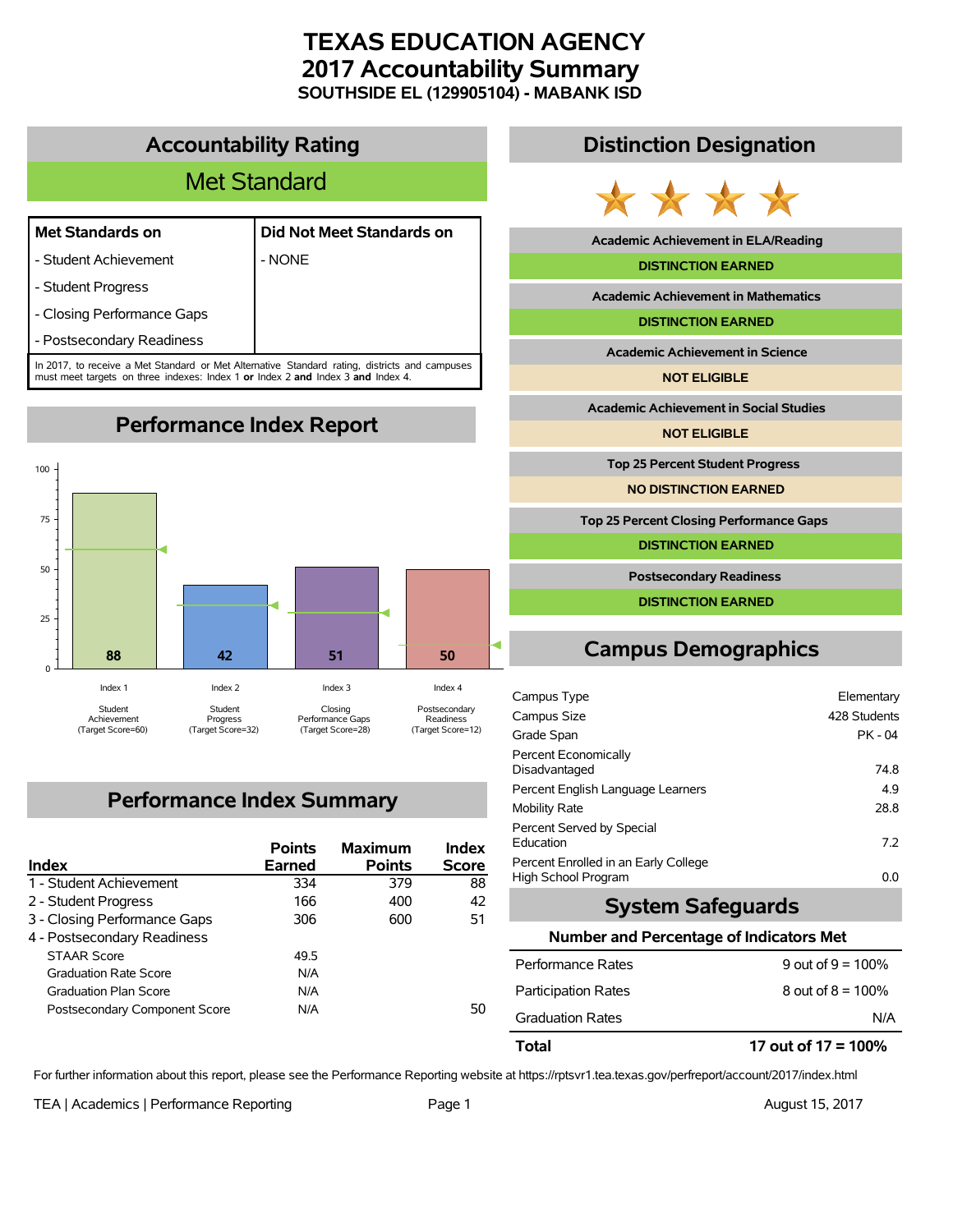# TEXAS EDUCATION AGENCY
# 2017 Accountability Summary
### SOUTHSIDE EL (129905104) - MABANK ISD

## Accountability Rating

**Met Standard**

| Met Standards on | Did Not Meet Standards on |
|---|---|
| - Student Achievement | - NONE |
| - Student Progress | |
| - Closing Performance Gaps | |
| - Postsecondary Readiness | |

In 2017, to receive a Met Standard or Met Alternative Standard rating, districts and campuses must meet targets on three indexes: Index 1 **or** Index 2 **and** Index 3 **and** Index 4.

## Performance Index Report

| Index | Score | Target Score |
|---|---|---|
| Index 1 - Student Achievement | 88 | 60 |
| Index 2 - Student Progress | 42 | 32 |
| Index 3 - Closing Performance Gaps | 51 | 28 |
| Index 4 - Postsecondary Readiness | 50 | 12 |

## Performance Index Summary

| Index | Points Earned | Maximum Points | Index Score |
|---|---|---|---|
| 1 - Student Achievement | 334 | 379 | 88 |
| 2 - Student Progress | 166 | 400 | 42 |
| 3 - Closing Performance Gaps | 306 | 600 | 51 |
| 4 - Postsecondary Readiness | | | |
| STAAR Score | 49.5 | | |
| Graduation Rate Score | N/A | | |
| Graduation Plan Score | N/A | | |
| Postsecondary Component Score | N/A | | 50 |

## Distinction Designation

| Distinction | Status |
|---|---|
| Academic Achievement in ELA/Reading | DISTINCTION EARNED |
| Academic Achievement in Mathematics | DISTINCTION EARNED |
| Academic Achievement in Science | NOT ELIGIBLE |
| Academic Achievement in Social Studies | NOT ELIGIBLE |
| Top 25 Percent Student Progress | NO DISTINCTION EARNED |
| Top 25 Percent Closing Performance Gaps | DISTINCTION EARNED |
| Postsecondary Readiness | DISTINCTION EARNED |

## Campus Demographics

| | |
|---|---|
| Campus Type | Elementary |
| Campus Size | 428 Students |
| Grade Span | PK - 04 |
| Percent Economically Disadvantaged | 74.8 |
| Percent English Language Learners | 4.9 |
| Mobility Rate | 28.8 |
| Percent Served by Special Education | 7.2 |
| Percent Enrolled in an Early College High School Program | 0.0 |

## System Safeguards

**Number and Percentage of Indicators Met**

| | |
|---|---|
| Performance Rates | 9 out of 9 = 100% |
| Participation Rates | 8 out of 8 = 100% |
| Graduation Rates | N/A |
| **Total** | **17 out of 17 = 100%** |

For further information about this report, please see the Performance Reporting website at https://rptsvr1.tea.texas.gov/perfreport/account/2017/index.html

TEA | Academics | Performance Reporting — August 15, 2017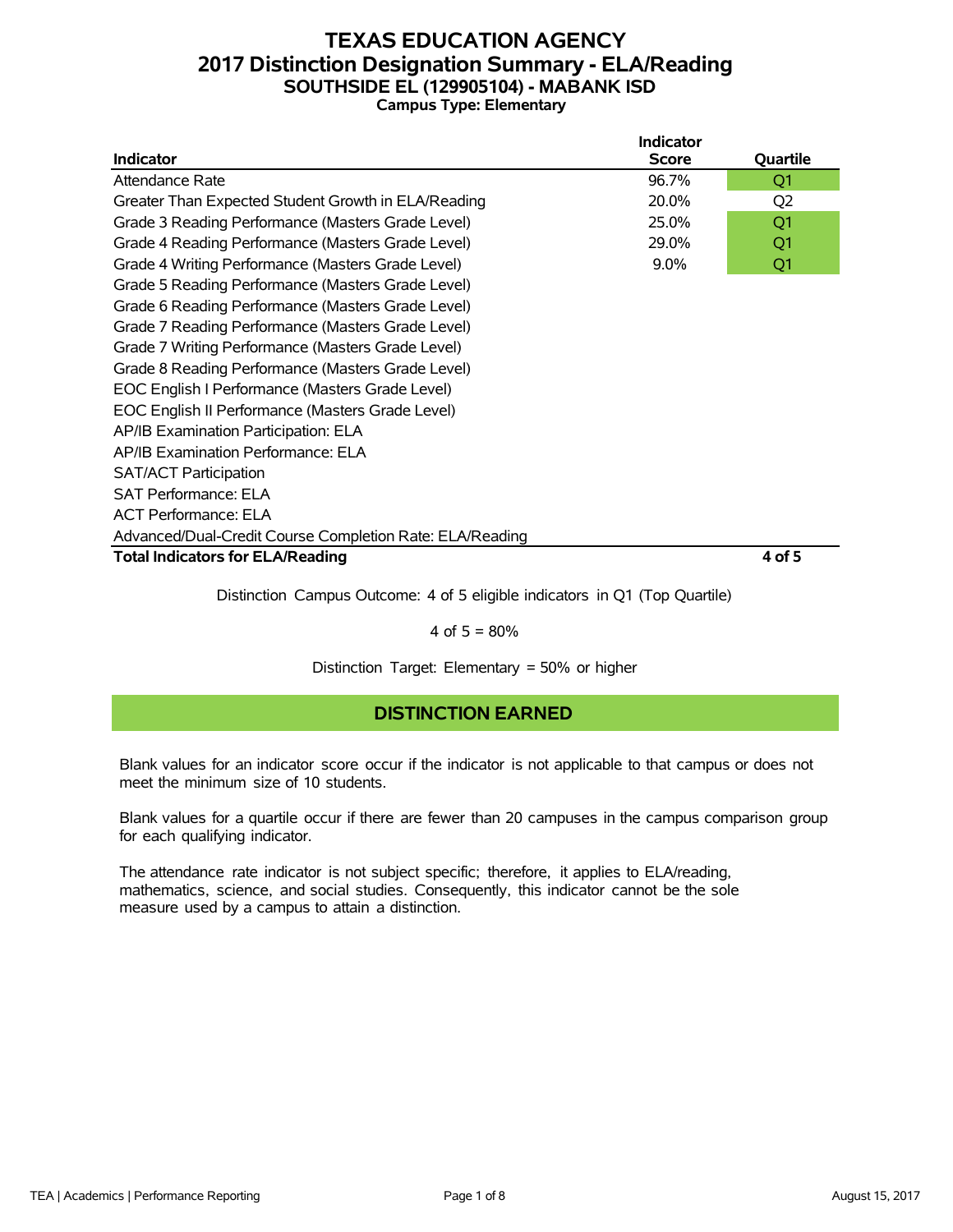# TEXAS EDUCATION AGENCY
## 2017 Distinction Designation Summary - ELA/Reading
### SOUTHSIDE EL (129905104) - MABANK ISD
**Campus Type: Elementary**

| Indicator | Indicator Score | Quartile |
|---|---|---|
| Attendance Rate | 96.7% | Q1 |
| Greater Than Expected Student Growth in ELA/Reading | 20.0% | Q2 |
| Grade 3 Reading Performance (Masters Grade Level) | 25.0% | Q1 |
| Grade 4 Reading Performance (Masters Grade Level) | 29.0% | Q1 |
| Grade 4 Writing Performance (Masters Grade Level) | 9.0% | Q1 |
| Grade 5 Reading Performance (Masters Grade Level) | | |
| Grade 6 Reading Performance (Masters Grade Level) | | |
| Grade 7 Reading Performance (Masters Grade Level) | | |
| Grade 7 Writing Performance (Masters Grade Level) | | |
| Grade 8 Reading Performance (Masters Grade Level) | | |
| EOC English I Performance (Masters Grade Level) | | |
| EOC English II Performance (Masters Grade Level) | | |
| AP/IB Examination Participation: ELA | | |
| AP/IB Examination Performance: ELA | | |
| SAT/ACT Participation | | |
| SAT Performance: ELA | | |
| ACT Performance: ELA | | |
| Advanced/Dual-Credit Course Completion Rate: ELA/Reading | | |
| **Total Indicators for ELA/Reading** | | **4 of 5** |

Distinction Campus Outcome: 4 of 5 eligible indicators in Q1 (Top Quartile)

4 of 5 = 80%

Distinction Target: Elementary = 50% or higher

**DISTINCTION EARNED**

Blank values for an indicator score occur if the indicator is not applicable to that campus or does not meet the minimum size of 10 students.

Blank values for a quartile occur if there are fewer than 20 campuses in the campus comparison group for each qualifying indicator.

The attendance rate indicator is not subject specific; therefore, it applies to ELA/reading, mathematics, science, and social studies. Consequently, this indicator cannot be the sole measure used by a campus to attain a distinction.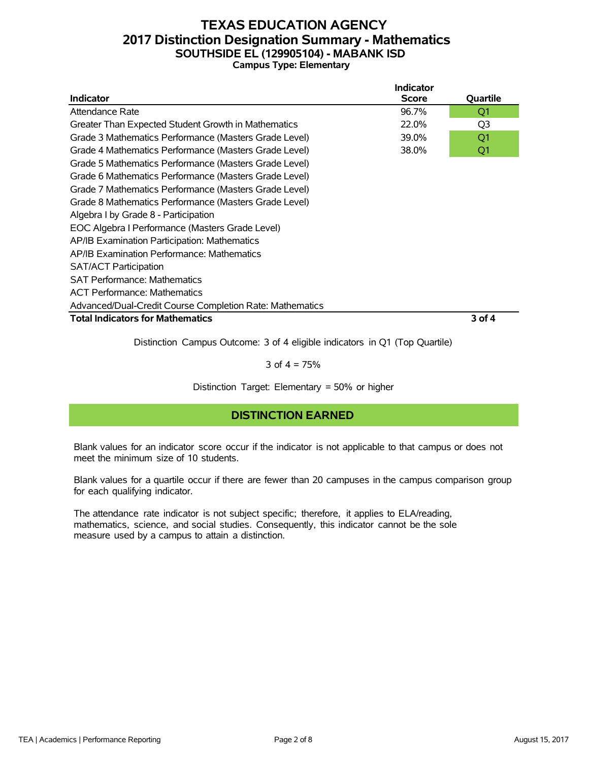# TEXAS EDUCATION AGENCY
## 2017 Distinction Designation Summary - Mathematics
### SOUTHSIDE EL (129905104) - MABANK ISD
**Campus Type: Elementary**

| Indicator | Indicator Score | Quartile |
|---|---|---|
| Attendance Rate | 96.7% | Q1 |
| Greater Than Expected Student Growth in Mathematics | 22.0% | Q3 |
| Grade 3 Mathematics Performance (Masters Grade Level) | 39.0% | Q1 |
| Grade 4 Mathematics Performance (Masters Grade Level) | 38.0% | Q1 |
| Grade 5 Mathematics Performance (Masters Grade Level) | | |
| Grade 6 Mathematics Performance (Masters Grade Level) | | |
| Grade 7 Mathematics Performance (Masters Grade Level) | | |
| Grade 8 Mathematics Performance (Masters Grade Level) | | |
| Algebra I by Grade 8 - Participation | | |
| EOC Algebra I Performance (Masters Grade Level) | | |
| AP/IB Examination Participation: Mathematics | | |
| AP/IB Examination Performance: Mathematics | | |
| SAT/ACT Participation | | |
| SAT Performance: Mathematics | | |
| ACT Performance: Mathematics | | |
| Advanced/Dual-Credit Course Completion Rate: Mathematics | | |
| **Total Indicators for Mathematics** | | **3 of 4** |

Distinction Campus Outcome: 3 of 4 eligible indicators in Q1 (Top Quartile)

3 of 4 = 75%

Distinction Target: Elementary = 50% or higher

**DISTINCTION EARNED**

Blank values for an indicator score occur if the indicator is not applicable to that campus or does not meet the minimum size of 10 students.

Blank values for a quartile occur if there are fewer than 20 campuses in the campus comparison group for each qualifying indicator.

The attendance rate indicator is not subject specific; therefore, it applies to ELA/reading, mathematics, science, and social studies. Consequently, this indicator cannot be the sole measure used by a campus to attain a distinction.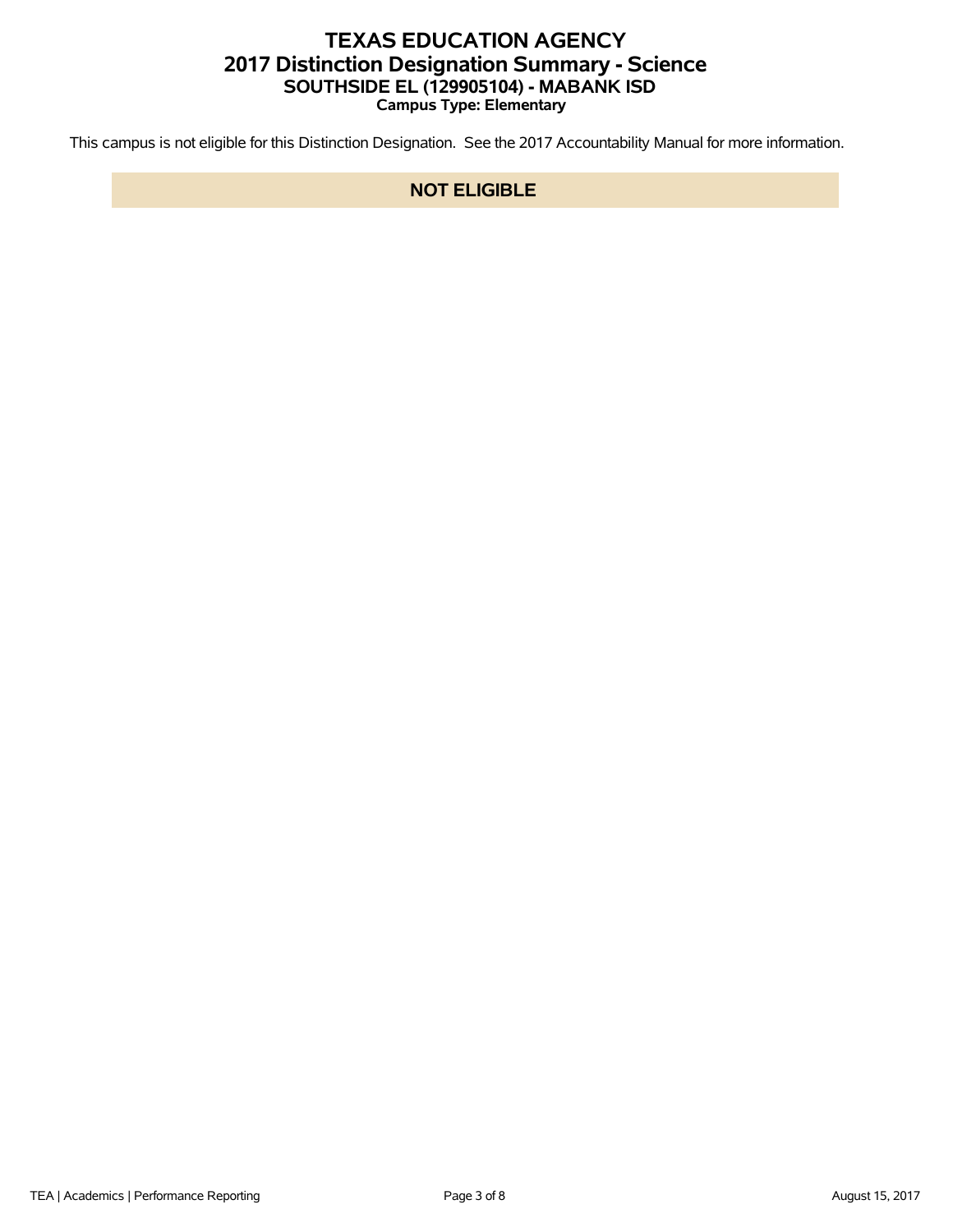# TEXAS EDUCATION AGENCY
## 2017 Distinction Designation Summary - Science
### SOUTHSIDE EL (129905104) - MABANK ISD
**Campus Type: Elementary**

This campus is not eligible for this Distinction Designation. See the 2017 Accountability Manual for more information.

**NOT ELIGIBLE**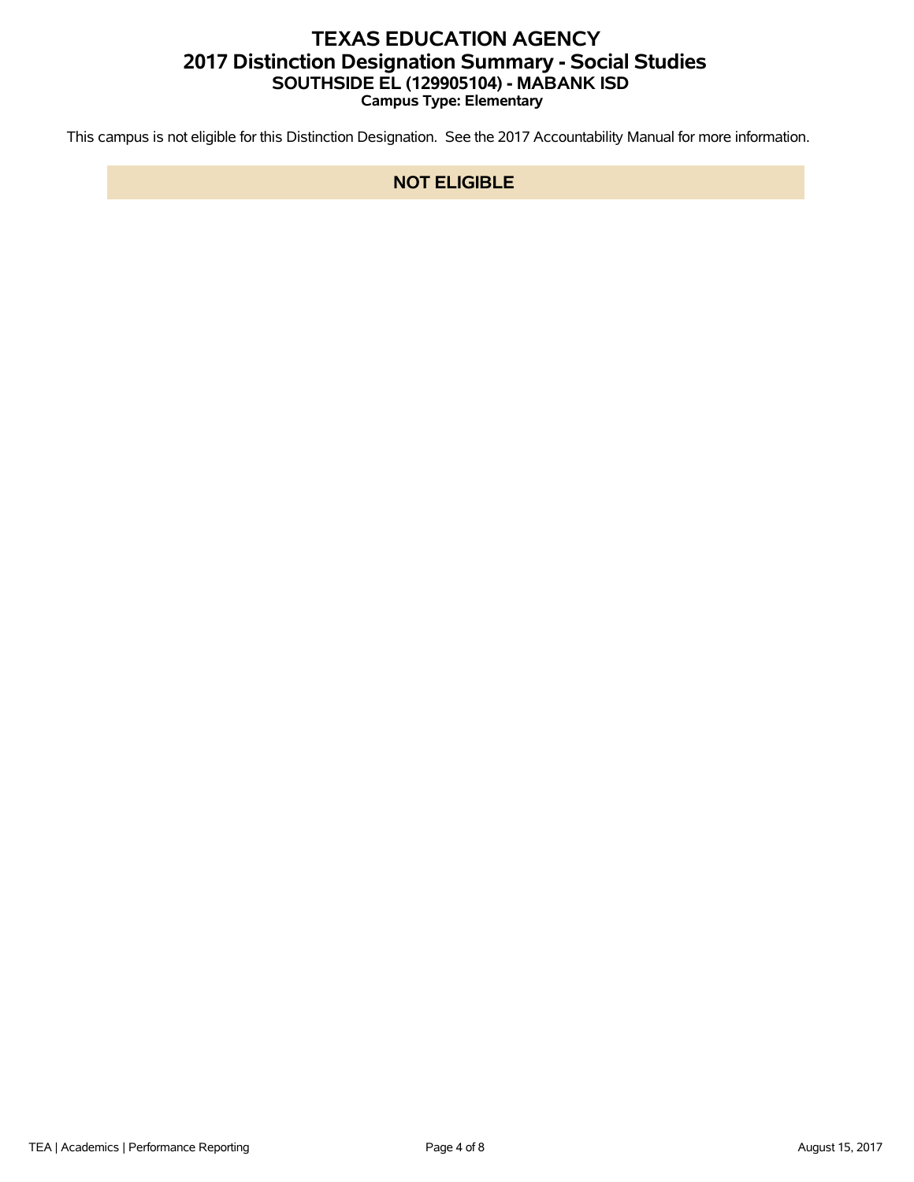# TEXAS EDUCATION AGENCY
## 2017 Distinction Designation Summary - Social Studies
### SOUTHSIDE EL (129905104) - MABANK ISD
**Campus Type: Elementary**

This campus is not eligible for this Distinction Designation. See the 2017 Accountability Manual for more information.

**NOT ELIGIBLE**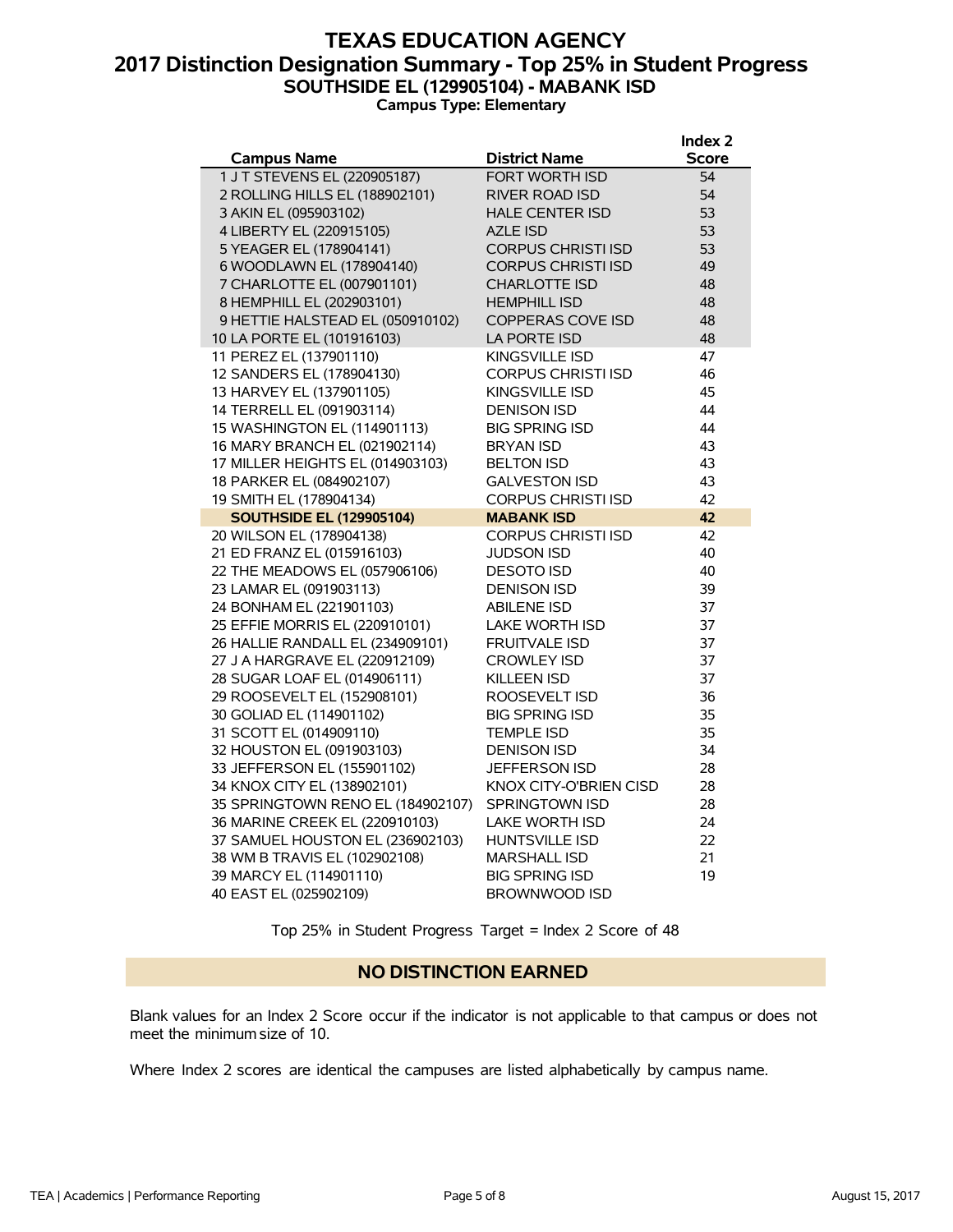# TEXAS EDUCATION AGENCY
## 2017 Distinction Designation Summary - Top 25% in Student Progress
### SOUTHSIDE EL (129905104) - MABANK ISD
**Campus Type: Elementary**

| Campus Name | District Name | Index 2 Score |
|---|---|---|
| 1 J T STEVENS EL (220905187) | FORT WORTH ISD | 54 |
| 2 ROLLING HILLS EL (188902101) | RIVER ROAD ISD | 54 |
| 3 AKIN EL (095903102) | HALE CENTER ISD | 53 |
| 4 LIBERTY EL (220915105) | AZLE ISD | 53 |
| 5 YEAGER EL (178904141) | CORPUS CHRISTI ISD | 53 |
| 6 WOODLAWN EL (178904140) | CORPUS CHRISTI ISD | 49 |
| 7 CHARLOTTE EL (007901101) | CHARLOTTE ISD | 48 |
| 8 HEMPHILL EL (202903101) | HEMPHILL ISD | 48 |
| 9 HETTIE HALSTEAD EL (050910102) | COPPERAS COVE ISD | 48 |
| 10 LA PORTE EL (101916103) | LA PORTE ISD | 48 |
| 11 PEREZ EL (137901110) | KINGSVILLE ISD | 47 |
| 12 SANDERS EL (178904130) | CORPUS CHRISTI ISD | 46 |
| 13 HARVEY EL (137901105) | KINGSVILLE ISD | 45 |
| 14 TERRELL EL (091903114) | DENISON ISD | 44 |
| 15 WASHINGTON EL (114901113) | BIG SPRING ISD | 44 |
| 16 MARY BRANCH EL (021902114) | BRYAN ISD | 43 |
| 17 MILLER HEIGHTS EL (014903103) | BELTON ISD | 43 |
| 18 PARKER EL (084902107) | GALVESTON ISD | 43 |
| 19 SMITH EL (178904134) | CORPUS CHRISTI ISD | 42 |
| **SOUTHSIDE EL (129905104)** | **MABANK ISD** | **42** |
| 20 WILSON EL (178904138) | CORPUS CHRISTI ISD | 42 |
| 21 ED FRANZ EL (015916103) | JUDSON ISD | 40 |
| 22 THE MEADOWS EL (057906106) | DESOTO ISD | 40 |
| 23 LAMAR EL (091903113) | DENISON ISD | 39 |
| 24 BONHAM EL (221901103) | ABILENE ISD | 37 |
| 25 EFFIE MORRIS EL (220910101) | LAKE WORTH ISD | 37 |
| 26 HALLIE RANDALL EL (234909101) | FRUITVALE ISD | 37 |
| 27 J A HARGRAVE EL (220912109) | CROWLEY ISD | 37 |
| 28 SUGAR LOAF EL (014906111) | KILLEEN ISD | 37 |
| 29 ROOSEVELT EL (152908101) | ROOSEVELT ISD | 36 |
| 30 GOLIAD EL (114901102) | BIG SPRING ISD | 35 |
| 31 SCOTT EL (014909110) | TEMPLE ISD | 35 |
| 32 HOUSTON EL (091903103) | DENISON ISD | 34 |
| 33 JEFFERSON EL (155901102) | JEFFERSON ISD | 28 |
| 34 KNOX CITY EL (138902101) | KNOX CITY-O'BRIEN CISD | 28 |
| 35 SPRINGTOWN RENO EL (184902107) | SPRINGTOWN ISD | 28 |
| 36 MARINE CREEK EL (220910103) | LAKE WORTH ISD | 24 |
| 37 SAMUEL HOUSTON EL (236902103) | HUNTSVILLE ISD | 22 |
| 38 WM B TRAVIS EL (102902108) | MARSHALL ISD | 21 |
| 39 MARCY EL (114901110) | BIG SPRING ISD | 19 |
| 40 EAST EL (025902109) | BROWNWOOD ISD | |

Top 25% in Student Progress Target = Index 2 Score of 48

## NO DISTINCTION EARNED

Blank values for an Index 2 Score occur if the indicator is not applicable to that campus or does not meet the minimum size of 10.

Where Index 2 scores are identical the campuses are listed alphabetically by campus name.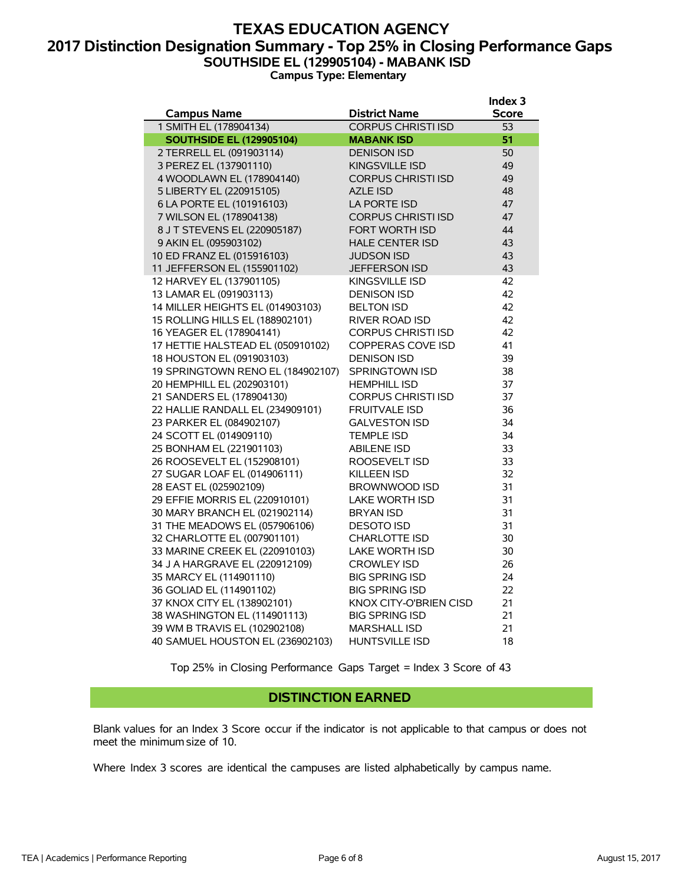# TEXAS EDUCATION AGENCY

## 2017 Distinction Designation Summary - Top 25% in Closing Performance Gaps

### SOUTHSIDE EL (129905104) - MABANK ISD

**Campus Type: Elementary**

| Campus Name | District Name | Index 3 Score |
|---|---|---|
| 1 SMITH EL (178904134) | CORPUS CHRISTI ISD | 53 |
| **SOUTHSIDE EL (129905104)** | **MABANK ISD** | **51** |
| 2 TERRELL EL (091903114) | DENISON ISD | 50 |
| 3 PEREZ EL (137901110) | KINGSVILLE ISD | 49 |
| 4 WOODLAWN EL (178904140) | CORPUS CHRISTI ISD | 49 |
| 5 LIBERTY EL (220915105) | AZLE ISD | 48 |
| 6 LA PORTE EL (101916103) | LA PORTE ISD | 47 |
| 7 WILSON EL (178904138) | CORPUS CHRISTI ISD | 47 |
| 8 J T STEVENS EL (220905187) | FORT WORTH ISD | 44 |
| 9 AKIN EL (095903102) | HALE CENTER ISD | 43 |
| 10 ED FRANZ EL (015916103) | JUDSON ISD | 43 |
| 11 JEFFERSON EL (155901102) | JEFFERSON ISD | 43 |
| 12 HARVEY EL (137901105) | KINGSVILLE ISD | 42 |
| 13 LAMAR EL (091903113) | DENISON ISD | 42 |
| 14 MILLER HEIGHTS EL (014903103) | BELTON ISD | 42 |
| 15 ROLLING HILLS EL (188902101) | RIVER ROAD ISD | 42 |
| 16 YEAGER EL (178904141) | CORPUS CHRISTI ISD | 42 |
| 17 HETTIE HALSTEAD EL (050910102) | COPPERAS COVE ISD | 41 |
| 18 HOUSTON EL (091903103) | DENISON ISD | 39 |
| 19 SPRINGTOWN RENO EL (184902107) | SPRINGTOWN ISD | 38 |
| 20 HEMPHILL EL (202903101) | HEMPHILL ISD | 37 |
| 21 SANDERS EL (178904130) | CORPUS CHRISTI ISD | 37 |
| 22 HALLIE RANDALL EL (234909101) | FRUITVALE ISD | 36 |
| 23 PARKER EL (084902107) | GALVESTON ISD | 34 |
| 24 SCOTT EL (014909110) | TEMPLE ISD | 34 |
| 25 BONHAM EL (221901103) | ABILENE ISD | 33 |
| 26 ROOSEVELT EL (152908101) | ROOSEVELT ISD | 33 |
| 27 SUGAR LOAF EL (014906111) | KILLEEN ISD | 32 |
| 28 EAST EL (025902109) | BROWNWOOD ISD | 31 |
| 29 EFFIE MORRIS EL (220910101) | LAKE WORTH ISD | 31 |
| 30 MARY BRANCH EL (021902114) | BRYAN ISD | 31 |
| 31 THE MEADOWS EL (057906106) | DESOTO ISD | 31 |
| 32 CHARLOTTE EL (007901101) | CHARLOTTE ISD | 30 |
| 33 MARINE CREEK EL (220910103) | LAKE WORTH ISD | 30 |
| 34 J A HARGRAVE EL (220912109) | CROWLEY ISD | 26 |
| 35 MARCY EL (114901110) | BIG SPRING ISD | 24 |
| 36 GOLIAD EL (114901102) | BIG SPRING ISD | 22 |
| 37 KNOX CITY EL (138902101) | KNOX CITY-O'BRIEN CISD | 21 |
| 38 WASHINGTON EL (114901113) | BIG SPRING ISD | 21 |
| 39 WM B TRAVIS EL (102902108) | MARSHALL ISD | 21 |
| 40 SAMUEL HOUSTON EL (236902103) | HUNTSVILLE ISD | 18 |

Top 25% in Closing Performance Gaps Target = Index 3 Score of 43

**DISTINCTION EARNED**

Blank values for an Index 3 Score occur if the indicator is not applicable to that campus or does not meet the minimum size of 10.

Where Index 3 scores are identical the campuses are listed alphabetically by campus name.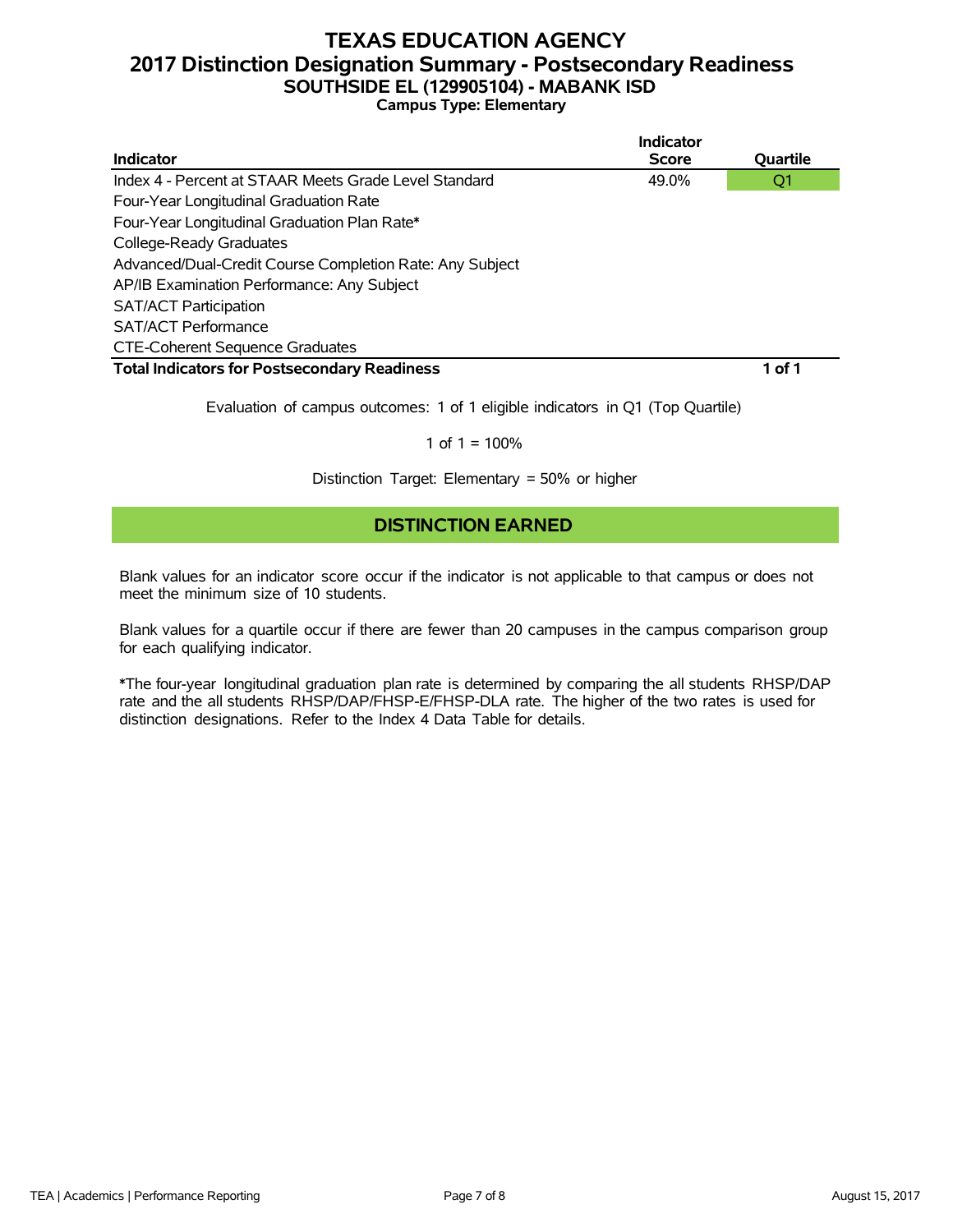# TEXAS EDUCATION AGENCY
## 2017 Distinction Designation Summary - Postsecondary Readiness
### SOUTHSIDE EL (129905104) - MABANK ISD
**Campus Type: Elementary**

| Indicator | Indicator Score | Quartile |
|---|---|---|
| Index 4 - Percent at STAAR Meets Grade Level Standard | 49.0% | Q1 |
| Four-Year Longitudinal Graduation Rate | | |
| Four-Year Longitudinal Graduation Plan Rate* | | |
| College-Ready Graduates | | |
| Advanced/Dual-Credit Course Completion Rate: Any Subject | | |
| AP/IB Examination Performance: Any Subject | | |
| SAT/ACT Participation | | |
| SAT/ACT Performance | | |
| CTE-Coherent Sequence Graduates | | |
| **Total Indicators for Postsecondary Readiness** | | **1 of 1** |

Evaluation of campus outcomes: 1 of 1 eligible indicators in Q1 (Top Quartile)

1 of 1 = 100%

Distinction Target: Elementary = 50% or higher

**DISTINCTION EARNED**

Blank values for an indicator score occur if the indicator is not applicable to that campus or does not meet the minimum size of 10 students.

Blank values for a quartile occur if there are fewer than 20 campuses in the campus comparison group for each qualifying indicator.

*The four-year longitudinal graduation plan rate is determined by comparing the all students RHSP/DAP rate and the all students RHSP/DAP/FHSP-E/FHSP-DLA rate. The higher of the two rates is used for distinction designations. Refer to the Index 4 Data Table for details.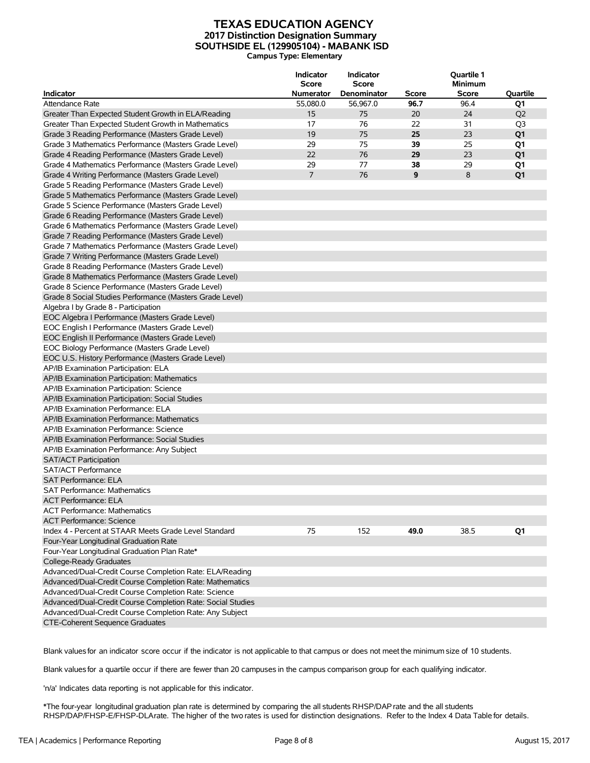# TEXAS EDUCATION AGENCY
## 2017 Distinction Designation Summary
## SOUTHSIDE EL (129905104) - MABANK ISD
**Campus Type: Elementary**

| Indicator | Indicator Score Numerator | Indicator Score Denominator | Score | Quartile 1 Minimum Score | Quartile |
|---|---|---|---|---|---|
| Attendance Rate | 55,080.0 | 56,967.0 | **96.7** | 96.4 | **Q1** |
| Greater Than Expected Student Growth in ELA/Reading | 15 | 75 | 20 | 24 | Q2 |
| Greater Than Expected Student Growth in Mathematics | 17 | 76 | 22 | 31 | Q3 |
| Grade 3 Reading Performance (Masters Grade Level) | 19 | 75 | **25** | 23 | **Q1** |
| Grade 3 Mathematics Performance (Masters Grade Level) | 29 | 75 | **39** | 25 | **Q1** |
| Grade 4 Reading Performance (Masters Grade Level) | 22 | 76 | **29** | 23 | **Q1** |
| Grade 4 Mathematics Performance (Masters Grade Level) | 29 | 77 | **38** | 29 | **Q1** |
| Grade 4 Writing Performance (Masters Grade Level) | 7 | 76 | **9** | 8 | **Q1** |
| Grade 5 Reading Performance (Masters Grade Level) | | | | | |
| Grade 5 Mathematics Performance (Masters Grade Level) | | | | | |
| Grade 5 Science Performance (Masters Grade Level) | | | | | |
| Grade 6 Reading Performance (Masters Grade Level) | | | | | |
| Grade 6 Mathematics Performance (Masters Grade Level) | | | | | |
| Grade 7 Reading Performance (Masters Grade Level) | | | | | |
| Grade 7 Mathematics Performance (Masters Grade Level) | | | | | |
| Grade 7 Writing Performance (Masters Grade Level) | | | | | |
| Grade 8 Reading Performance (Masters Grade Level) | | | | | |
| Grade 8 Mathematics Performance (Masters Grade Level) | | | | | |
| Grade 8 Science Performance (Masters Grade Level) | | | | | |
| Grade 8 Social Studies Performance (Masters Grade Level) | | | | | |
| Algebra I by Grade 8 - Participation | | | | | |
| EOC Algebra I Performance (Masters Grade Level) | | | | | |
| EOC English I Performance (Masters Grade Level) | | | | | |
| EOC English II Performance (Masters Grade Level) | | | | | |
| EOC Biology Performance (Masters Grade Level) | | | | | |
| EOC U.S. History Performance (Masters Grade Level) | | | | | |
| AP/IB Examination Participation: ELA | | | | | |
| AP/IB Examination Participation: Mathematics | | | | | |
| AP/IB Examination Participation: Science | | | | | |
| AP/IB Examination Participation: Social Studies | | | | | |
| AP/IB Examination Performance: ELA | | | | | |
| AP/IB Examination Performance: Mathematics | | | | | |
| AP/IB Examination Performance: Science | | | | | |
| AP/IB Examination Performance: Social Studies | | | | | |
| AP/IB Examination Performance: Any Subject | | | | | |
| SAT/ACT Participation | | | | | |
| SAT/ACT Performance | | | | | |
| SAT Performance: ELA | | | | | |
| SAT Performance: Mathematics | | | | | |
| ACT Performance: ELA | | | | | |
| ACT Performance: Mathematics | | | | | |
| ACT Performance: Science | | | | | |
| Index 4 - Percent at STAAR Meets Grade Level Standard | 75 | 152 | **49.0** | 38.5 | **Q1** |
| Four-Year Longitudinal Graduation Rate | | | | | |
| Four-Year Longitudinal Graduation Plan Rate* | | | | | |
| College-Ready Graduates | | | | | |
| Advanced/Dual-Credit Course Completion Rate: ELA/Reading | | | | | |
| Advanced/Dual-Credit Course Completion Rate: Mathematics | | | | | |
| Advanced/Dual-Credit Course Completion Rate: Science | | | | | |
| Advanced/Dual-Credit Course Completion Rate: Social Studies | | | | | |
| Advanced/Dual-Credit Course Completion Rate: Any Subject | | | | | |
| CTE-Coherent Sequence Graduates | | | | | |

Blank values for an indicator score occur if the indicator is not applicable to that campus or does not meet the minimum size of 10 students.

Blank values for a quartile occur if there are fewer than 20 campuses in the campus comparison group for each qualifying indicator.

'n/a' Indicates data reporting is not applicable for this indicator.

*The four-year longitudinal graduation plan rate is determined by comparing the all students RHSP/DAP rate and the all students RHSP/DAP/FHSP-E/FHSP-DLA rate. The higher of the two rates is used for distinction designations. Refer to the Index 4 Data Table for details.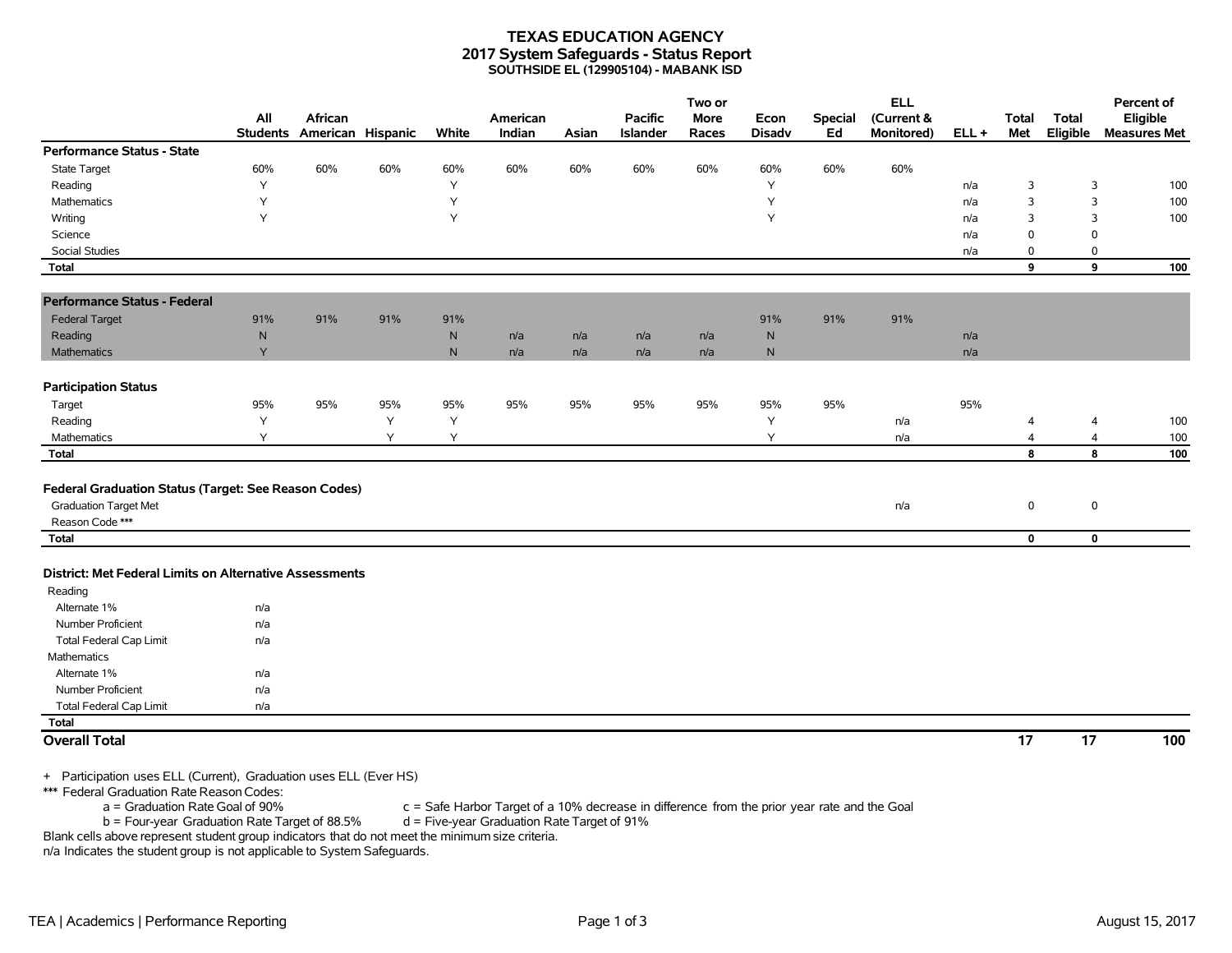# TEXAS EDUCATION AGENCY
## 2017 System Safeguards - Status Report
### SOUTHSIDE EL (129905104) - MABANK ISD

| | All Students | African American | Hispanic | White | American Indian | Asian | Pacific Islander | Two or More Races | Econ Disadv | Special Ed | ELL (Current & Monitored) | ELL + | Total Met | Total Eligible | Percent of Eligible Measures Met |
|---|---|---|---|---|---|---|---|---|---|---|---|---|---|---|---|
| **Performance Status - State** | | | | | | | | | | | | | | | |
| State Target | 60% | 60% | 60% | 60% | 60% | 60% | 60% | 60% | 60% | 60% | 60% | | | | |
| Reading | Y | | | Y | | | | | Y | | | n/a | 3 | 3 | 100 |
| Mathematics | Y | | | Y | | | | | Y | | | n/a | 3 | 3 | 100 |
| Writing | Y | | | Y | | | | | Y | | | n/a | 3 | 3 | 100 |
| Science | | | | | | | | | | | | n/a | 0 | 0 | |
| Social Studies | | | | | | | | | | | | n/a | 0 | 0 | |
| **Total** | | | | | | | | | | | | | **9** | **9** | **100** |
| **Performance Status - Federal** | | | | | | | | | | | | | | | |
| Federal Target | 91% | 91% | 91% | 91% | | | | | 91% | 91% | 91% | | | | |
| Reading | N | | | N | n/a | n/a | n/a | n/a | N | | | n/a | | | |
| Mathematics | Y | | | N | n/a | n/a | n/a | n/a | N | | | n/a | | | |
| **Participation Status** | | | | | | | | | | | | | | | |
| Target | 95% | 95% | 95% | 95% | 95% | 95% | 95% | 95% | 95% | 95% | | 95% | | | |
| Reading | Y | | Y | Y | | | | | Y | | n/a | | 4 | 4 | 100 |
| Mathematics | Y | | Y | Y | | | | | Y | | n/a | | 4 | 4 | 100 |
| **Total** | | | | | | | | | | | | | **8** | **8** | **100** |
| **Federal Graduation Status (Target: See Reason Codes)** | | | | | | | | | | | | | | | |
| Graduation Target Met | | | | | | | | | | | n/a | | 0 | 0 | |
| Reason Code *** | | | | | | | | | | | | | | | |
| **Total** | | | | | | | | | | | | | **0** | **0** | |

**District: Met Federal Limits on Alternative Assessments**

| | |
|---|---|
| Reading | |
| Alternate 1% | n/a |
| Number Proficient | n/a |
| Total Federal Cap Limit | n/a |
| Mathematics | |
| Alternate 1% | n/a |
| Number Proficient | n/a |
| Total Federal Cap Limit | n/a |
| **Total** | |

| | Total Met | Total Eligible | Percent of Eligible Measures Met |
|---|---|---|---|
| **Overall Total** | **17** | **17** | **100** |

+ Participation uses ELL (Current), Graduation uses ELL (Ever HS)

*** Federal Graduation Rate Reason Codes:

- a = Graduation Rate Goal of 90%
- b = Four-year Graduation Rate Target of 88.5%
- c = Safe Harbor Target of a 10% decrease in difference from the prior year rate and the Goal
- d = Five-year Graduation Rate Target of 91%

Blank cells above represent student group indicators that do not meet the minimum size criteria.

n/a Indicates the student group is not applicable to System Safeguards.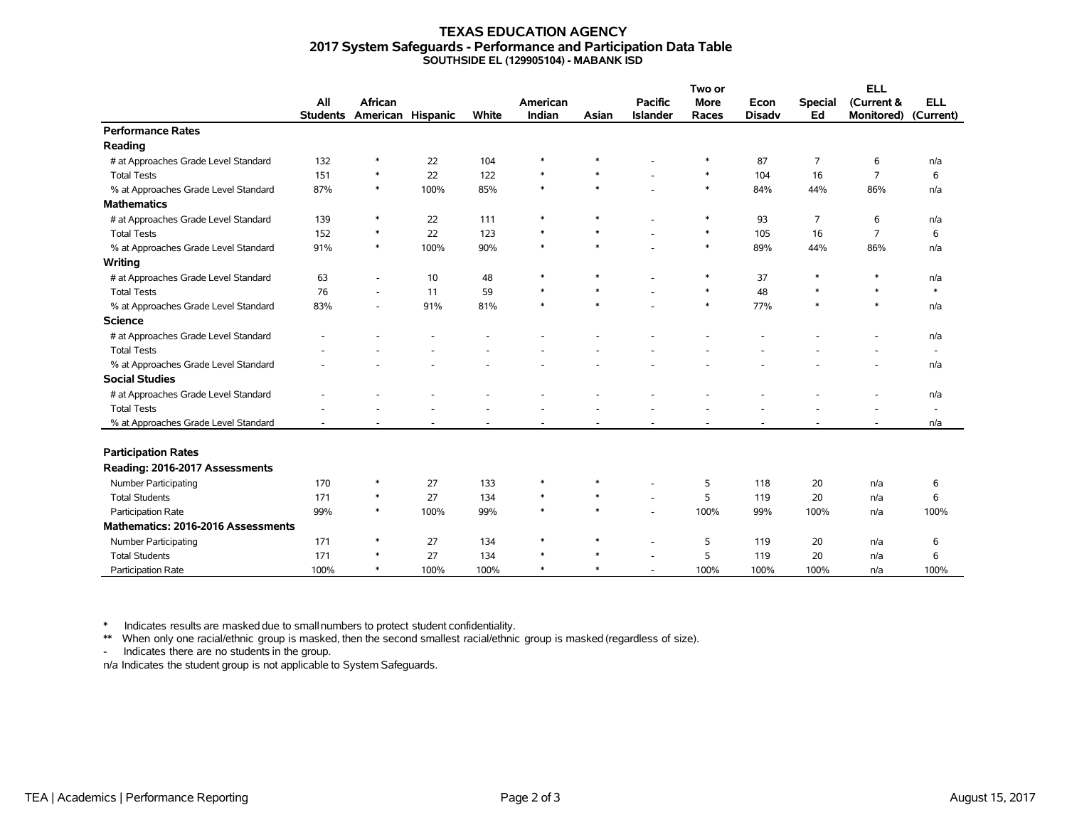# TEXAS EDUCATION AGENCY
## 2017 System Safeguards - Performance and Participation Data Table
### SOUTHSIDE EL (129905104) - MABANK ISD

| | All Students | African American | Hispanic | White | American Indian | Asian | Pacific Islander | Two or More Races | Econ Disadv | Special Ed | ELL (Current & Monitored) | ELL (Current) |
|---|---|---|---|---|---|---|---|---|---|---|---|---|
| **Performance Rates** | | | | | | | | | | | | |
| **Reading** | | | | | | | | | | | | |
| # at Approaches Grade Level Standard | 132 | * | 22 | 104 | * | * | - | * | 87 | 7 | 6 | n/a |
| Total Tests | 151 | * | 22 | 122 | * | * | - | * | 104 | 16 | 7 | 6 |
| % at Approaches Grade Level Standard | 87% | * | 100% | 85% | * | * | - | * | 84% | 44% | 86% | n/a |
| **Mathematics** | | | | | | | | | | | | |
| # at Approaches Grade Level Standard | 139 | * | 22 | 111 | * | * | - | * | 93 | 7 | 6 | n/a |
| Total Tests | 152 | * | 22 | 123 | * | * | - | * | 105 | 16 | 7 | 6 |
| % at Approaches Grade Level Standard | 91% | * | 100% | 90% | * | * | - | * | 89% | 44% | 86% | n/a |
| **Writing** | | | | | | | | | | | | |
| # at Approaches Grade Level Standard | 63 | - | 10 | 48 | * | * | - | * | 37 | * | * | n/a |
| Total Tests | 76 | - | 11 | 59 | * | * | - | * | 48 | * | * | * |
| % at Approaches Grade Level Standard | 83% | - | 91% | 81% | * | * | - | * | 77% | * | * | n/a |
| **Science** | | | | | | | | | | | | |
| # at Approaches Grade Level Standard | - | - | - | - | - | - | - | - | - | - | - | n/a |
| Total Tests | - | - | - | - | - | - | - | - | - | - | - | - |
| % at Approaches Grade Level Standard | - | - | - | - | - | - | - | - | - | - | - | n/a |
| **Social Studies** | | | | | | | | | | | | |
| # at Approaches Grade Level Standard | - | - | - | - | - | - | - | - | - | - | - | n/a |
| Total Tests | - | - | - | - | - | - | - | - | - | - | - | - |
| % at Approaches Grade Level Standard | - | - | - | - | - | - | - | - | - | - | - | n/a |
| **Participation Rates** | | | | | | | | | | | | |
| **Reading: 2016-2017 Assessments** | | | | | | | | | | | | |
| Number Participating | 170 | * | 27 | 133 | * | * | - | 5 | 118 | 20 | n/a | 6 |
| Total Students | 171 | * | 27 | 134 | * | * | - | 5 | 119 | 20 | n/a | 6 |
| Participation Rate | 99% | * | 100% | 99% | * | * | - | 100% | 99% | 100% | n/a | 100% |
| **Mathematics: 2016-2016 Assessments** | | | | | | | | | | | | |
| Number Participating | 171 | * | 27 | 134 | * | * | - | 5 | 119 | 20 | n/a | 6 |
| Total Students | 171 | * | 27 | 134 | * | * | - | 5 | 119 | 20 | n/a | 6 |
| Participation Rate | 100% | * | 100% | 100% | * | * | - | 100% | 100% | 100% | n/a | 100% |

\* Indicates results are masked due to small numbers to protect student confidentiality.

\*\* When only one racial/ethnic group is masked, then the second smallest racial/ethnic group is masked (regardless of size).

\- Indicates there are no students in the group.

n/a Indicates the student group is not applicable to System Safeguards.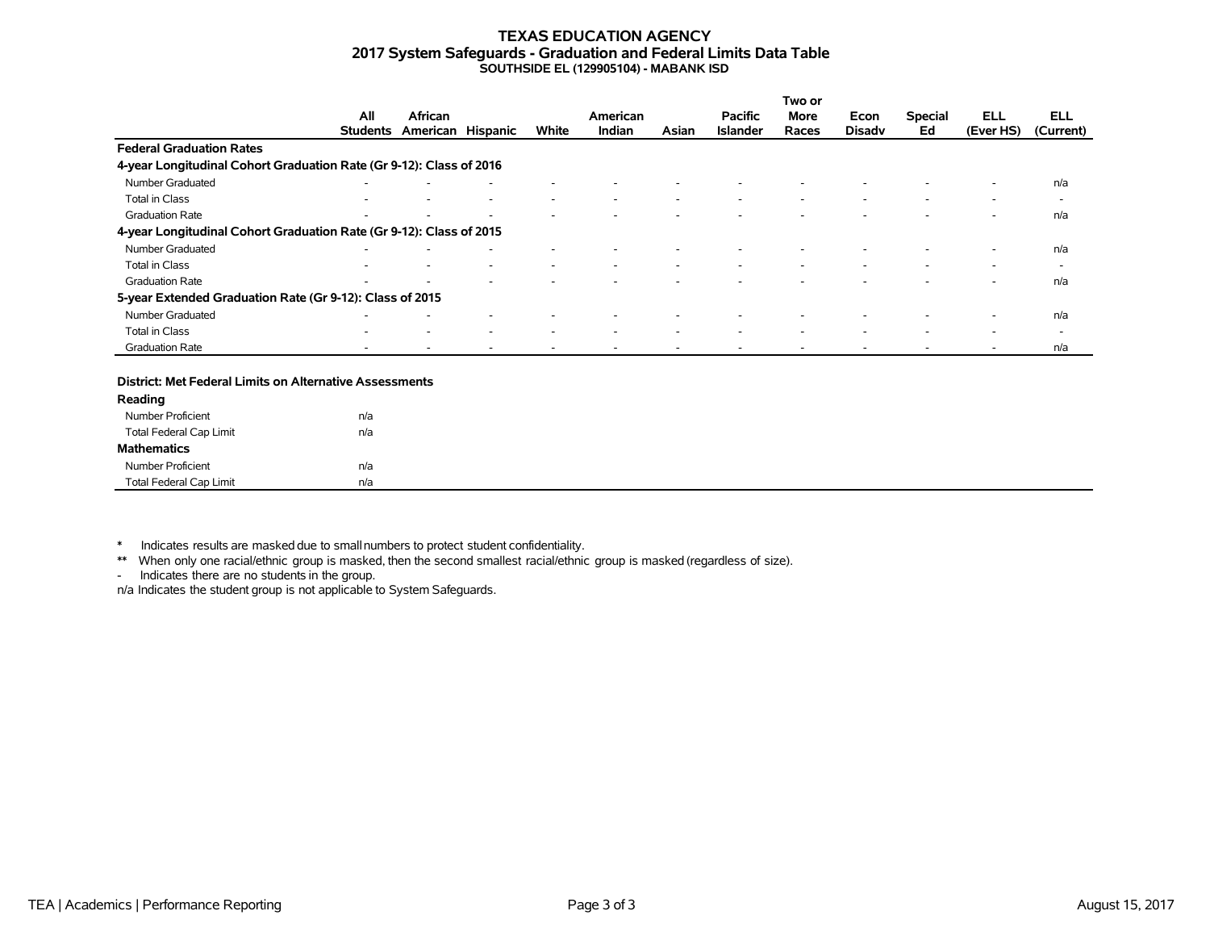# TEXAS EDUCATION AGENCY
## 2017 System Safeguards - Graduation and Federal Limits Data Table
### SOUTHSIDE EL (129905104) - MABANK ISD

| | All Students | African American | Hispanic | White | American Indian | Asian | Pacific Islander | Two or More Races | Econ Disadv | Special Ed | ELL (Ever HS) | ELL (Current) |
|---|---|---|---|---|---|---|---|---|---|---|---|---|
| **Federal Graduation Rates** | | | | | | | | | | | | |
| **4-year Longitudinal Cohort Graduation Rate (Gr 9-12): Class of 2016** | | | | | | | | | | | | |
| Number Graduated | - | - | - | - | - | - | - | - | - | - | - | n/a |
| Total in Class | - | - | - | - | - | - | - | - | - | - | - | - |
| Graduation Rate | - | - | - | - | - | - | - | - | - | - | - | n/a |
| **4-year Longitudinal Cohort Graduation Rate (Gr 9-12): Class of 2015** | | | | | | | | | | | | |
| Number Graduated | - | - | - | - | - | - | - | - | - | - | - | n/a |
| Total in Class | - | - | - | - | - | - | - | - | - | - | - | - |
| Graduation Rate | - | - | - | - | - | - | - | - | - | - | - | n/a |
| **5-year Extended Graduation Rate (Gr 9-12): Class of 2015** | | | | | | | | | | | | |
| Number Graduated | - | - | - | - | - | - | - | - | - | - | - | n/a |
| Total in Class | - | - | - | - | - | - | - | - | - | - | - | - |
| Graduation Rate | - | - | - | - | - | - | - | - | - | - | - | n/a |

| **District: Met Federal Limits on Alternative Assessments** | |
|---|---|
| **Reading** | |
| Number Proficient | n/a |
| Total Federal Cap Limit | n/a |
| **Mathematics** | |
| Number Proficient | n/a |
| Total Federal Cap Limit | n/a |

\* Indicates results are masked due to small numbers to protect student confidentiality.

** When only one racial/ethnic group is masked, then the second smallest racial/ethnic group is masked (regardless of size).

\- Indicates there are no students in the group.

n/a Indicates the student group is not applicable to System Safeguards.